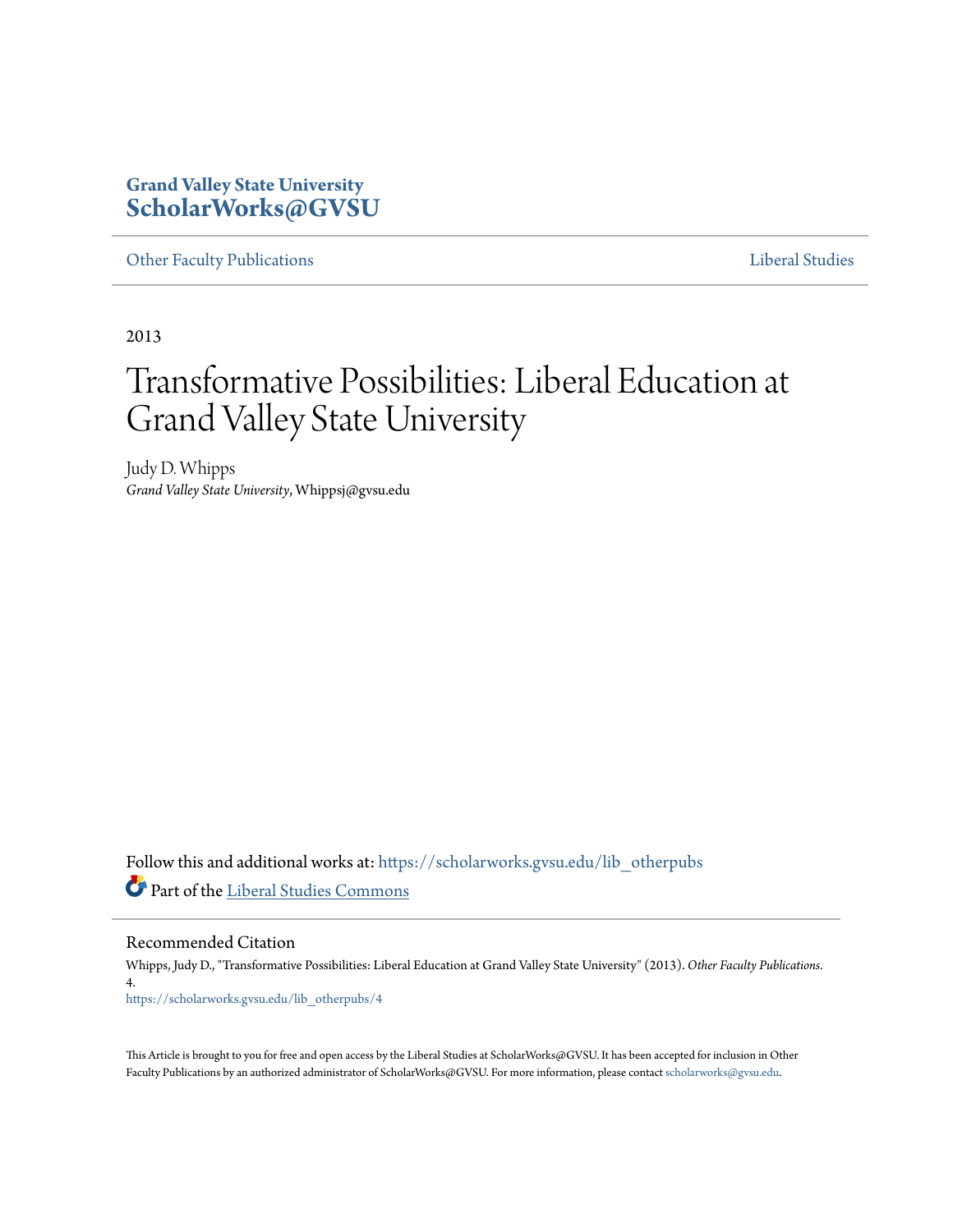**Grand Valley State University**
**ScholarWorks@GVSU**

Other Faculty Publications | Liberal Studies

2013

# Transformative Possibilities: Liberal Education at Grand Valley State University

Judy D. Whipps
*Grand Valley State University*, Whippsj@gvsu.edu

Follow this and additional works at: https://scholarworks.gvsu.edu/lib_otherpubs

Part of the Liberal Studies Commons

## Recommended Citation

Whipps, Judy D., "Transformative Possibilities: Liberal Education at Grand Valley State University" (2013). *Other Faculty Publications*. 4.
https://scholarworks.gvsu.edu/lib_otherpubs/4

This Article is brought to you for free and open access by the Liberal Studies at ScholarWorks@GVSU. It has been accepted for inclusion in Other Faculty Publications by an authorized administrator of ScholarWorks@GVSU. For more information, please contact scholarworks@gvsu.edu.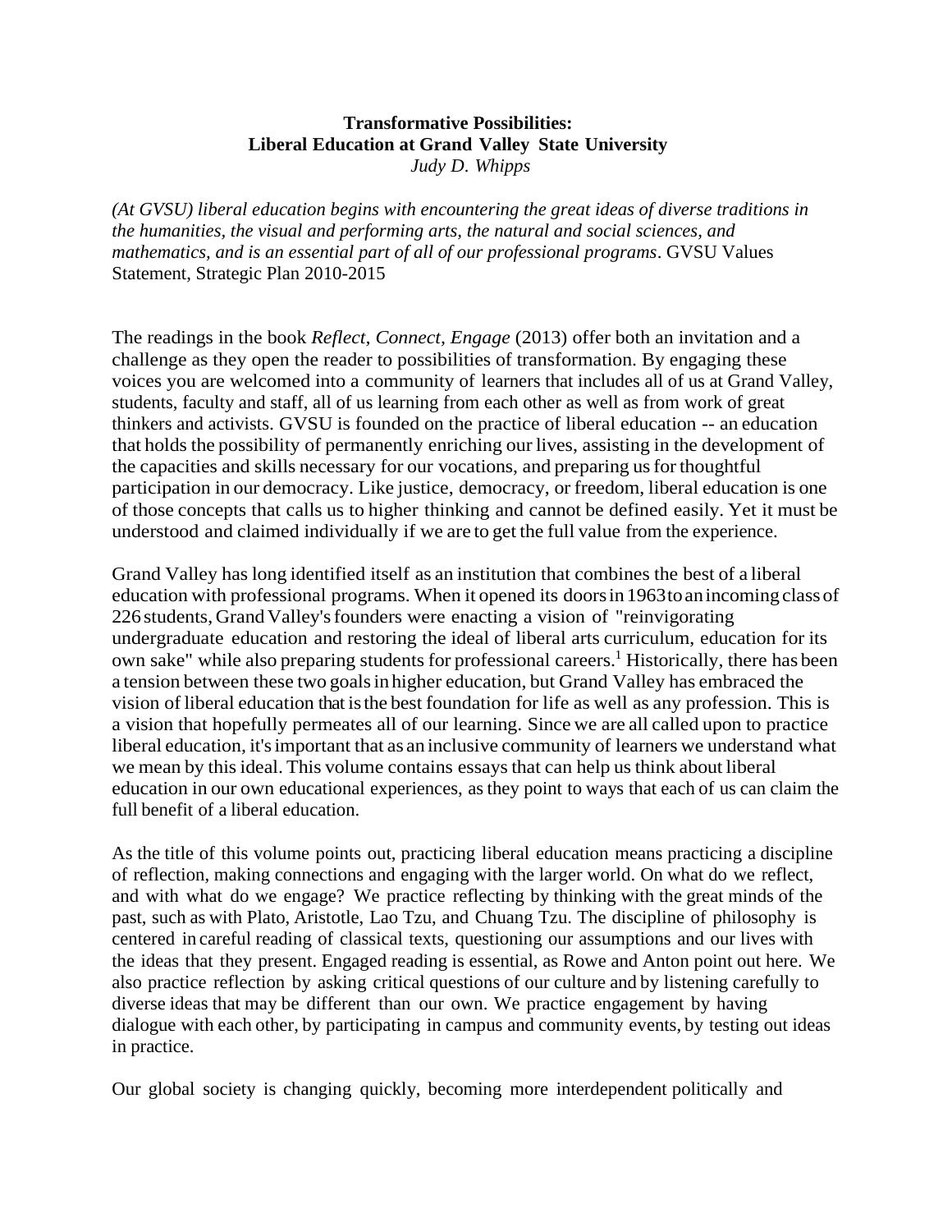**Transformative Possibilities:**
**Liberal Education at Grand Valley State University**
*Judy D. Whipps*

*(At GVSU) liberal education begins with encountering the great ideas of diverse traditions in the humanities, the visual and performing arts, the natural and social sciences, and mathematics, and is an essential part of all of our professional programs*. GVSU Values Statement, Strategic Plan 2010-2015

The readings in the book *Reflect, Connect, Engage* (2013) offer both an invitation and a challenge as they open the reader to possibilities of transformation. By engaging these voices you are welcomed into a community of learners that includes all of us at Grand Valley, students, faculty and staff, all of us learning from each other as well as from work of great thinkers and activists. GVSU is founded on the practice of liberal education -- an education that holds the possibility of permanently enriching our lives, assisting in the development of the capacities and skills necessary for our vocations, and preparing us for thoughtful participation in our democracy. Like justice, democracy, or freedom, liberal education is one of those concepts that calls us to higher thinking and cannot be defined easily. Yet it must be understood and claimed individually if we are to get the full value from the experience.

Grand Valley has long identified itself as an institution that combines the best of a liberal education with professional programs. When it opened its doors in 1963 to an incoming class of 226 students, Grand Valley's founders were enacting a vision of "reinvigorating undergraduate education and restoring the ideal of liberal arts curriculum, education for its own sake" while also preparing students for professional careers.[1] Historically, there has been a tension between these two goals in higher education, but Grand Valley has embraced the vision of liberal education that is the best foundation for life as well as any profession. This is a vision that hopefully permeates all of our learning. Since we are all called upon to practice liberal education, it's important that as an inclusive community of learners we understand what we mean by this ideal. This volume contains essays that can help us think about liberal education in our own educational experiences, as they point to ways that each of us can claim the full benefit of a liberal education.

As the title of this volume points out, practicing liberal education means practicing a discipline of reflection, making connections and engaging with the larger world. On what do we reflect, and with what do we engage? We practice reflecting by thinking with the great minds of the past, such as with Plato, Aristotle, Lao Tzu, and Chuang Tzu. The discipline of philosophy is centered in careful reading of classical texts, questioning our assumptions and our lives with the ideas that they present. Engaged reading is essential, as Rowe and Anton point out here. We also practice reflection by asking critical questions of our culture and by listening carefully to diverse ideas that may be different than our own. We practice engagement by having dialogue with each other, by participating in campus and community events, by testing out ideas in practice.

Our global society is changing quickly, becoming more interdependent politically and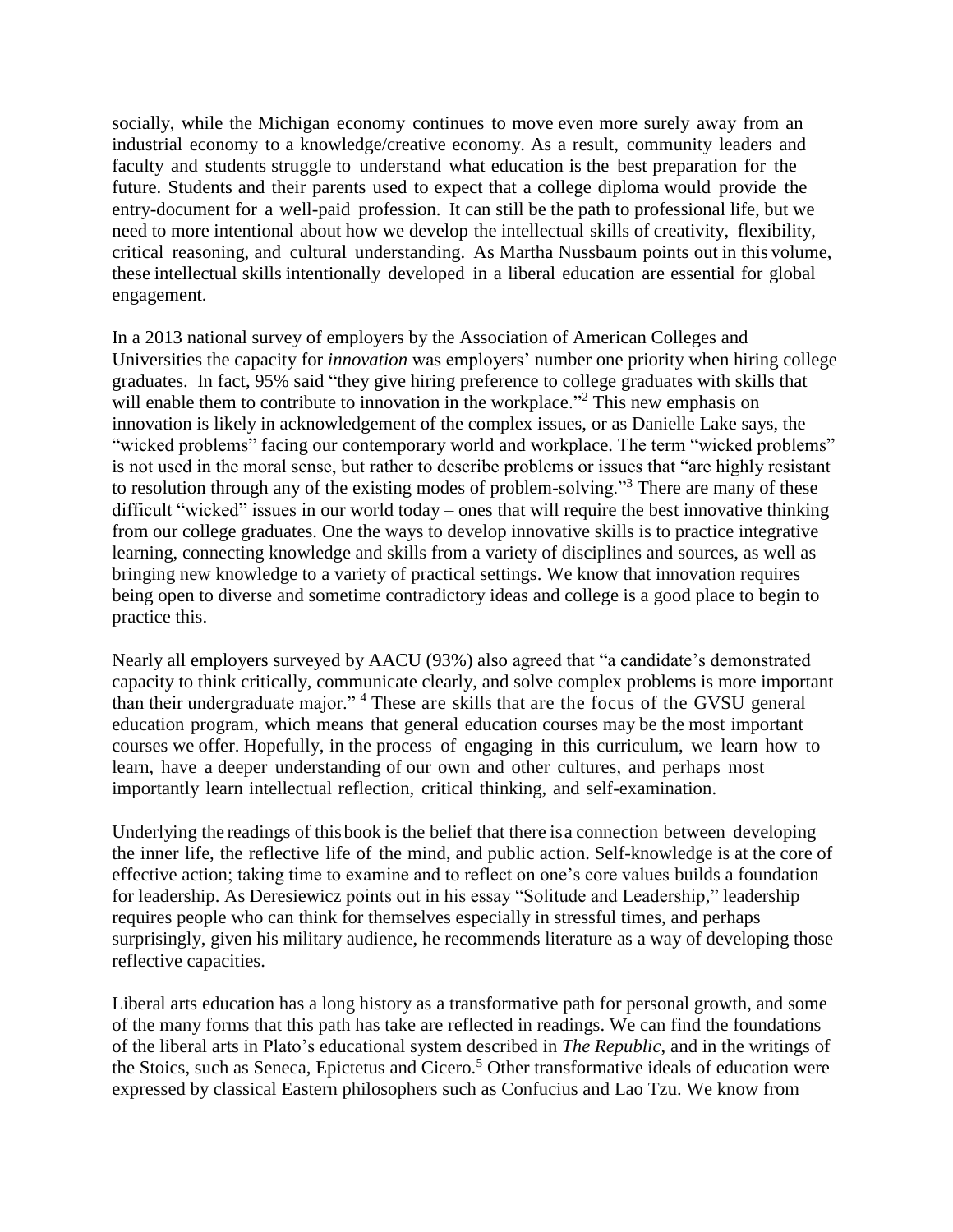socially, while the Michigan economy continues to move even more surely away from an industrial economy to a knowledge/creative economy. As a result, community leaders and faculty and students struggle to understand what education is the best preparation for the future. Students and their parents used to expect that a college diploma would provide the entry-document for a well-paid profession. It can still be the path to professional life, but we need to more intentional about how we develop the intellectual skills of creativity, flexibility, critical reasoning, and cultural understanding. As Martha Nussbaum points out in this volume, these intellectual skills intentionally developed in a liberal education are essential for global engagement.

In a 2013 national survey of employers by the Association of American Colleges and Universities the capacity for *innovation* was employers' number one priority when hiring college graduates. In fact, 95% said "they give hiring preference to college graduates with skills that will enable them to contribute to innovation in the workplace."[2] This new emphasis on innovation is likely in acknowledgement of the complex issues, or as Danielle Lake says, the "wicked problems" facing our contemporary world and workplace. The term "wicked problems" is not used in the moral sense, but rather to describe problems or issues that "are highly resistant to resolution through any of the existing modes of problem-solving."[3] There are many of these difficult "wicked" issues in our world today – ones that will require the best innovative thinking from our college graduates. One the ways to develop innovative skills is to practice integrative learning, connecting knowledge and skills from a variety of disciplines and sources, as well as bringing new knowledge to a variety of practical settings. We know that innovation requires being open to diverse and sometime contradictory ideas and college is a good place to begin to practice this.

Nearly all employers surveyed by AACU (93%) also agreed that "a candidate's demonstrated capacity to think critically, communicate clearly, and solve complex problems is more important than their undergraduate major." [4] These are skills that are the focus of the GVSU general education program, which means that general education courses may be the most important courses we offer. Hopefully, in the process of engaging in this curriculum, we learn how to learn, have a deeper understanding of our own and other cultures, and perhaps most importantly learn intellectual reflection, critical thinking, and self-examination.

Underlying the readings of this book is the belief that there is a connection between developing the inner life, the reflective life of the mind, and public action. Self-knowledge is at the core of effective action; taking time to examine and to reflect on one's core values builds a foundation for leadership. As Deresiewicz points out in his essay "Solitude and Leadership," leadership requires people who can think for themselves especially in stressful times, and perhaps surprisingly, given his military audience, he recommends literature as a way of developing those reflective capacities.

Liberal arts education has a long history as a transformative path for personal growth, and some of the many forms that this path has take are reflected in readings. We can find the foundations of the liberal arts in Plato's educational system described in *The Republic*, and in the writings of the Stoics, such as Seneca, Epictetus and Cicero.[5] Other transformative ideals of education were expressed by classical Eastern philosophers such as Confucius and Lao Tzu. We know from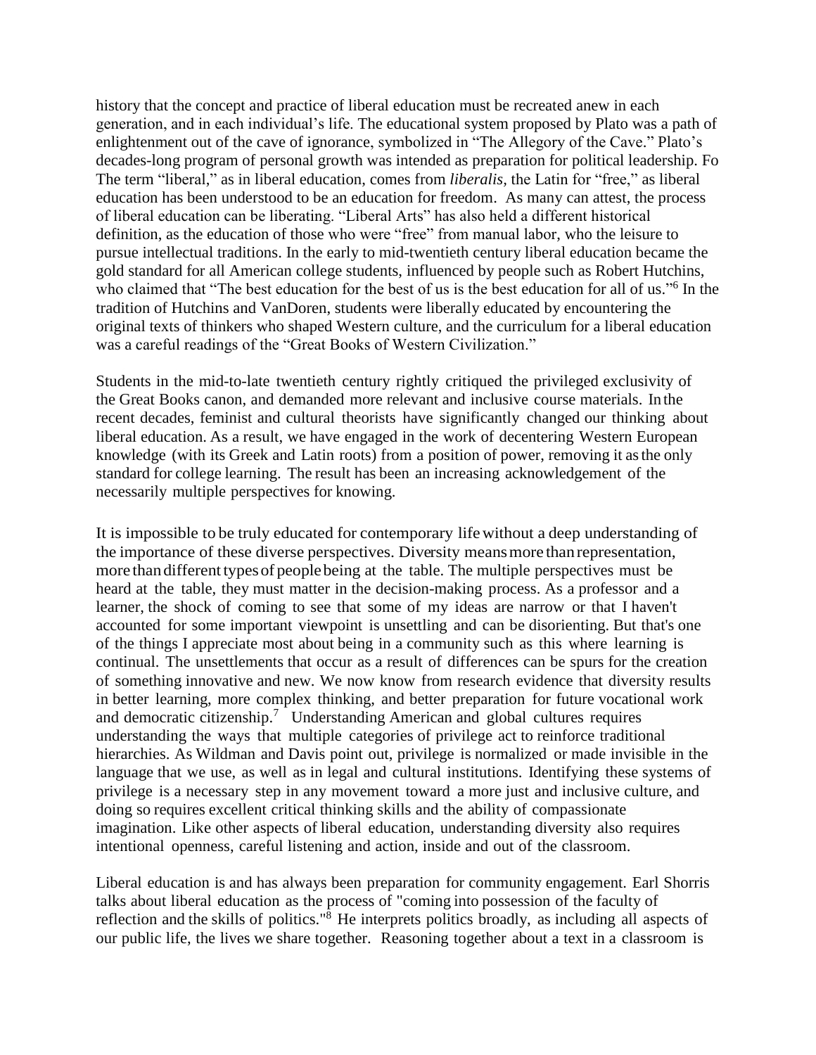history that the concept and practice of liberal education must be recreated anew in each generation, and in each individual's life. The educational system proposed by Plato was a path of enlightenment out of the cave of ignorance, symbolized in "The Allegory of the Cave." Plato's decades-long program of personal growth was intended as preparation for political leadership. Fo The term "liberal," as in liberal education, comes from *liberalis*, the Latin for "free," as liberal education has been understood to be an education for freedom. As many can attest, the process of liberal education can be liberating. "Liberal Arts" has also held a different historical definition, as the education of those who were "free" from manual labor, who the leisure to pursue intellectual traditions. In the early to mid-twentieth century liberal education became the gold standard for all American college students, influenced by people such as Robert Hutchins, who claimed that "The best education for the best of us is the best education for all of us."[6] In the tradition of Hutchins and VanDoren, students were liberally educated by encountering the original texts of thinkers who shaped Western culture, and the curriculum for a liberal education was a careful readings of the "Great Books of Western Civilization."

Students in the mid-to-late twentieth century rightly critiqued the privileged exclusivity of the Great Books canon, and demanded more relevant and inclusive course materials. In the recent decades, feminist and cultural theorists have significantly changed our thinking about liberal education. As a result, we have engaged in the work of decentering Western European knowledge (with its Greek and Latin roots) from a position of power, removing it as the only standard for college learning. The result has been an increasing acknowledgement of the necessarily multiple perspectives for knowing.

It is impossible to be truly educated for contemporary life without a deep understanding of the importance of these diverse perspectives. Diversity means more than representation, more than different types of people being at the table. The multiple perspectives must be heard at the table, they must matter in the decision-making process. As a professor and a learner, the shock of coming to see that some of my ideas are narrow or that I haven't accounted for some important viewpoint is unsettling and can be disorienting. But that's one of the things I appreciate most about being in a community such as this where learning is continual. The unsettlements that occur as a result of differences can be spurs for the creation of something innovative and new. We now know from research evidence that diversity results in better learning, more complex thinking, and better preparation for future vocational work and democratic citizenship.[7] Understanding American and global cultures requires understanding the ways that multiple categories of privilege act to reinforce traditional hierarchies. As Wildman and Davis point out, privilege is normalized or made invisible in the language that we use, as well as in legal and cultural institutions. Identifying these systems of privilege is a necessary step in any movement toward a more just and inclusive culture, and doing so requires excellent critical thinking skills and the ability of compassionate imagination. Like other aspects of liberal education, understanding diversity also requires intentional openness, careful listening and action, inside and out of the classroom.

Liberal education is and has always been preparation for community engagement. Earl Shorris talks about liberal education as the process of "coming into possession of the faculty of reflection and the skills of politics."[8] He interprets politics broadly, as including all aspects of our public life, the lives we share together. Reasoning together about a text in a classroom is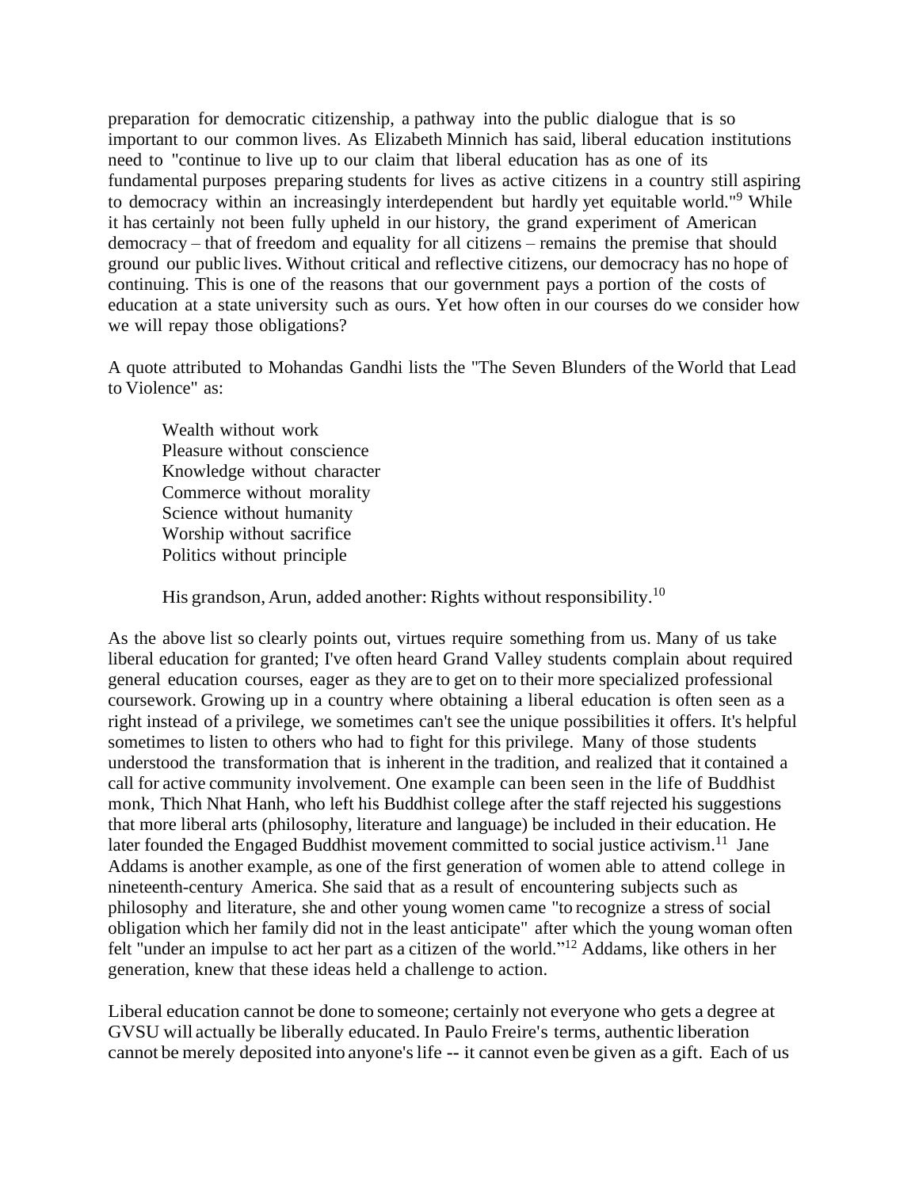preparation for democratic citizenship, a pathway into the public dialogue that is so important to our common lives. As Elizabeth Minnich has said, liberal education institutions need to "continue to live up to our claim that liberal education has as one of its fundamental purposes preparing students for lives as active citizens in a country still aspiring to democracy within an increasingly interdependent but hardly yet equitable world."[9] While it has certainly not been fully upheld in our history, the grand experiment of American democracy – that of freedom and equality for all citizens – remains the premise that should ground our public lives. Without critical and reflective citizens, our democracy has no hope of continuing. This is one of the reasons that our government pays a portion of the costs of education at a state university such as ours. Yet how often in our courses do we consider how we will repay those obligations?

A quote attributed to Mohandas Gandhi lists the "The Seven Blunders of the World that Lead to Violence" as:

> Wealth without work
> Pleasure without conscience
> Knowledge without character
> Commerce without morality
> Science without humanity
> Worship without sacrifice
> Politics without principle
>
> His grandson, Arun, added another: Rights without responsibility.[10]

As the above list so clearly points out, virtues require something from us. Many of us take liberal education for granted; I've often heard Grand Valley students complain about required general education courses, eager as they are to get on to their more specialized professional coursework. Growing up in a country where obtaining a liberal education is often seen as a right instead of a privilege, we sometimes can't see the unique possibilities it offers. It's helpful sometimes to listen to others who had to fight for this privilege. Many of those students understood the transformation that is inherent in the tradition, and realized that it contained a call for active community involvement. One example can been seen in the life of Buddhist monk, Thich Nhat Hanh, who left his Buddhist college after the staff rejected his suggestions that more liberal arts (philosophy, literature and language) be included in their education. He later founded the Engaged Buddhist movement committed to social justice activism.[11] Jane Addams is another example, as one of the first generation of women able to attend college in nineteenth-century America. She said that as a result of encountering subjects such as philosophy and literature, she and other young women came "to recognize a stress of social obligation which her family did not in the least anticipate" after which the young woman often felt "under an impulse to act her part as a citizen of the world."[12] Addams, like others in her generation, knew that these ideas held a challenge to action.

Liberal education cannot be done to someone; certainly not everyone who gets a degree at GVSU will actually be liberally educated. In Paulo Freire's terms, authentic liberation cannot be merely deposited into anyone's life -- it cannot even be given as a gift. Each of us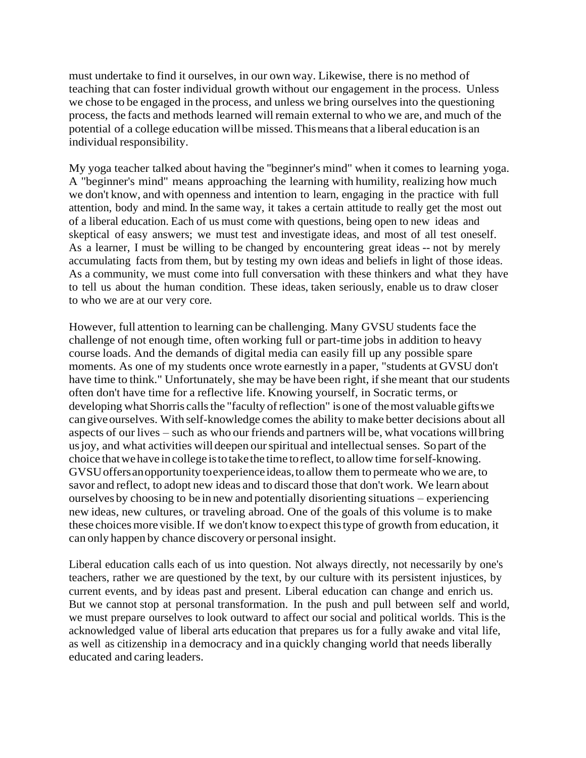must undertake to find it ourselves, in our own way. Likewise, there is no method of teaching that can foster individual growth without our engagement in the process. Unless we chose to be engaged in the process, and unless we bring ourselves into the questioning process, the facts and methods learned will remain external to who we are, and much of the potential of a college education will be missed. This means that a liberal education is an individual responsibility.

My yoga teacher talked about having the "beginner's mind" when it comes to learning yoga. A "beginner's mind" means approaching the learning with humility, realizing how much we don't know, and with openness and intention to learn, engaging in the practice with full attention, body and mind. In the same way, it takes a certain attitude to really get the most out of a liberal education. Each of us must come with questions, being open to new ideas and skeptical of easy answers; we must test and investigate ideas, and most of all test oneself. As a learner, I must be willing to be changed by encountering great ideas -- not by merely accumulating facts from them, but by testing my own ideas and beliefs in light of those ideas. As a community, we must come into full conversation with these thinkers and what they have to tell us about the human condition. These ideas, taken seriously, enable us to draw closer to who we are at our very core.

However, full attention to learning can be challenging. Many GVSU students face the challenge of not enough time, often working full or part-time jobs in addition to heavy course loads. And the demands of digital media can easily fill up any possible spare moments. As one of my students once wrote earnestly in a paper, "students at GVSU don't have time to think." Unfortunately, she may be have been right, if she meant that our students often don't have time for a reflective life. Knowing yourself, in Socratic terms, or developing what Shorris calls the "faculty of reflection" is one of the most valuable gifts we can give ourselves. With self-knowledge comes the ability to make better decisions about all aspects of our lives – such as who our friends and partners will be, what vocations will bring us joy, and what activities will deepen our spiritual and intellectual senses. So part of the choice that we have in college is to take the time to reflect, to allow time for self-knowing. GVSU offers an opportunity to experience ideas, to allow them to permeate who we are, to savor and reflect, to adopt new ideas and to discard those that don't work. We learn about ourselves by choosing to be in new and potentially disorienting situations – experiencing new ideas, new cultures, or traveling abroad. One of the goals of this volume is to make these choices more visible. If we don't know to expect this type of growth from education, it can only happen by chance discovery or personal insight.

Liberal education calls each of us into question. Not always directly, not necessarily by one's teachers, rather we are questioned by the text, by our culture with its persistent injustices, by current events, and by ideas past and present. Liberal education can change and enrich us. But we cannot stop at personal transformation. In the push and pull between self and world, we must prepare ourselves to look outward to affect our social and political worlds. This is the acknowledged value of liberal arts education that prepares us for a fully awake and vital life, as well as citizenship in a democracy and in a quickly changing world that needs liberally educated and caring leaders.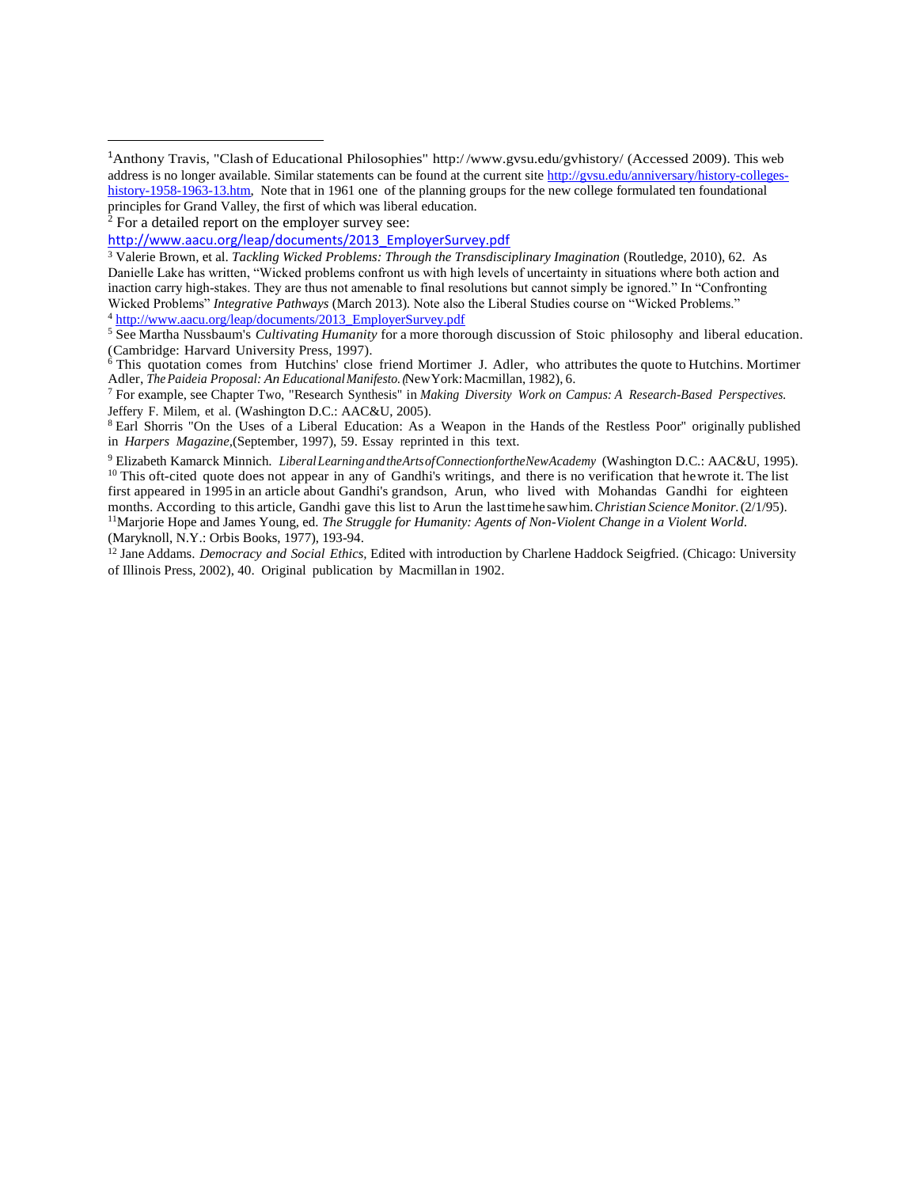[1]Anthony Travis, "Clash of Educational Philosophies" http://www.gvsu.edu/gvhistory/ (Accessed 2009). This web address is no longer available. Similar statements can be found at the current site http://gvsu.edu/anniversary/history-colleges-history-1958-1963-13.htm, Note that in 1961 one of the planning groups for the new college formulated ten foundational principles for Grand Valley, the first of which was liberal education.

[2] For a detailed report on the employer survey see: http://www.aacu.org/leap/documents/2013_EmployerSurvey.pdf

[3] Valerie Brown, et al. *Tackling Wicked Problems: Through the Transdisciplinary Imagination* (Routledge, 2010), 62. As Danielle Lake has written, "Wicked problems confront us with high levels of uncertainty in situations where both action and inaction carry high-stakes. They are thus not amenable to final resolutions but cannot simply be ignored." In "Confronting Wicked Problems" *Integrative Pathways* (March 2013). Note also the Liberal Studies course on "Wicked Problems."

[4] http://www.aacu.org/leap/documents/2013_EmployerSurvey.pdf

[5] See Martha Nussbaum's *Cultivating Humanity* for a more thorough discussion of Stoic philosophy and liberal education. (Cambridge: Harvard University Press, 1997).

[6] This quotation comes from Hutchins' close friend Mortimer J. Adler, who attributes the quote to Hutchins. Mortimer Adler, *The Paideia Proposal: An Educational Manifesto.* (New York: Macmillan, 1982), 6.

[7] For example, see Chapter Two, "Research Synthesis" in *Making Diversity Work on Campus: A Research-Based Perspectives.* Jeffery F. Milem, et al. (Washington D.C.: AAC&U, 2005).

[8] Earl Shorris "On the Uses of a Liberal Education: As a Weapon in the Hands of the Restless Poor" originally published in *Harpers Magazine*,(September, 1997), 59. Essay reprinted in this text.

[9] Elizabeth Kamarck Minnich. *Liberal Learning and the Arts of Connection for the New Academy* (Washington D.C.: AAC&U, 1995).

[10] This oft-cited quote does not appear in any of Gandhi's writings, and there is no verification that he wrote it. The list first appeared in 1995 in an article about Gandhi's grandson, Arun, who lived with Mohandas Gandhi for eighteen months. According to this article, Gandhi gave this list to Arun the last time he saw him. *Christian Science Monitor.* (2/1/95).

[11]Marjorie Hope and James Young, ed. *The Struggle for Humanity: Agents of Non-Violent Change in a Violent World.* (Maryknoll, N.Y.: Orbis Books, 1977), 193-94.

[12] Jane Addams. *Democracy and Social Ethics,* Edited with introduction by Charlene Haddock Seigfried. (Chicago: University of Illinois Press, 2002), 40. Original publication by Macmillan in 1902.